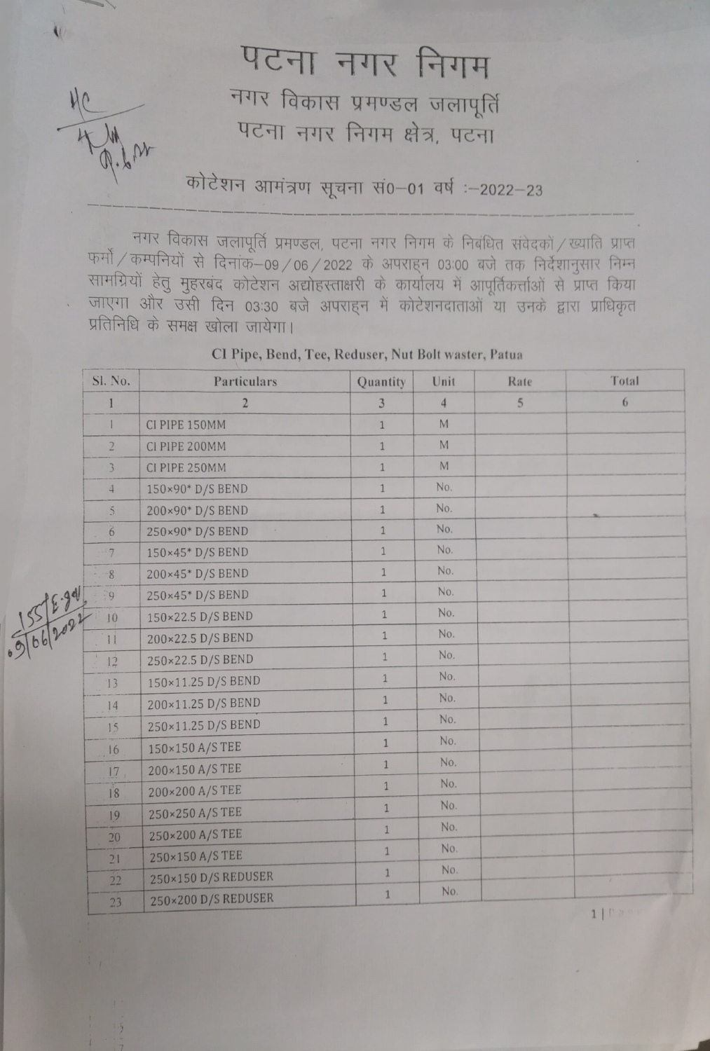# पटना नगर निगम

## नगर विकास प्रमण्डल जलापूर्ति

## पटना नगर निगम क्षेत्र, पटना

### कोटेशन आमंत्रण सूचना सं0–01 वर्ष :–2022–23

नगर विकास जलापूर्ति प्रमण्डल, पटना नगर निगम के निबंधित संवेदकों / ख्याति प्राप्त फर्मो / कम्पनियों से दिनांक–09 / 06 / 2022 के अपराह्न 03:00 बजे तक निर्देशानुसार निम्न सामग्रियों हेतु मुहरबंद कोटेशन अद्योहस्ताक्षरी के कार्यालय में आपूर्तिकर्त्ताओं से प्राप्त किया जाएगा और उसी दिन 03:30 बजे अपराह्न में कोटेशनदाताओं या उनके द्वारा प्राधिकृत प्रतिनिधि के समक्ष खोला जायेगा।

**CI Pipe, Bend, Tee, Reduser, Nut Bolt waster, Patua**

| Sl. No. | Particulars | Quantity | Unit | Rate | Total |
|---|---|---|---|---|---|
| 1 | 2 | 3 | 4 | 5 | 6 |
| 1 | CI PIPE 150MM | 1 | M | | |
| 2 | CI PIPE 200MM | 1 | M | | |
| 3 | CI PIPE 250MM | 1 | M | | |
| 4 | 150×90* D/S BEND | 1 | No. | | |
| 5 | 200×90* D/S BEND | 1 | No. | | |
| 6 | 250×90* D/S BEND | 1 | No. | | |
| 7 | 150×45* D/S BEND | 1 | No. | | |
| 8 | 200×45* D/S BEND | 1 | No. | | |
| 9 | 250×45* D/S BEND | 1 | No. | | |
| 10 | 150×22.5 D/S BEND | 1 | No. | | |
| 11 | 200×22.5 D/S BEND | 1 | No. | | |
| 12 | 250×22.5 D/S BEND | 1 | No. | | |
| 13 | 150×11.25 D/S BEND | 1 | No. | | |
| 14 | 200×11.25 D/S BEND | 1 | No. | | |
| 15 | 250×11.25 D/S BEND | 1 | No. | | |
| 16 | 150×150 A/S TEE | 1 | No. | | |
| 17 | 200×150 A/S TEE | 1 | No. | | |
| 18 | 200×200 A/S TEE | 1 | No. | | |
| 19 | 250×250 A/S TEE | 1 | No. | | |
| 20 | 250×200 A/S TEE | 1 | No. | | |
| 21 | 250×150 A/S TEE | 1 | No. | | |
| 22 | 250×150 D/S REDUSER | 1 | No. | | |
| 23 | 250×200 D/S REDUSER | 1 | No. | | |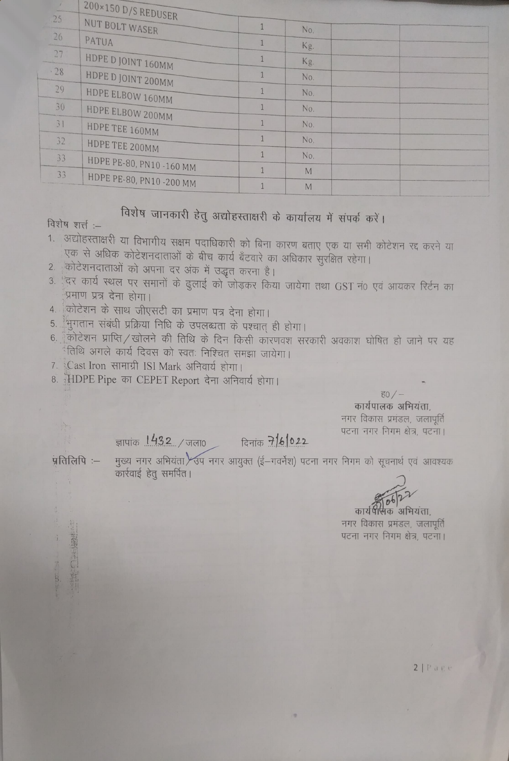| | | | | | |
|---|---|---|---|---|---|
| | 200×150 D/S REDUSER | | | | |
| 25 | NUT BOLT WASER | 1 | No. | | |
| 26 | PATUA | 1 | Kg. | | |
| 27 | HDPE D JOINT 160MM | 1 | Kg. | | |
| 28 | HDPE D JOINT 200MM | 1 | No. | | |
| 29 | HDPE ELBOW 160MM | 1 | No. | | |
| 30 | HDPE ELBOW 200MM | 1 | No. | | |
| 31 | HDPE TEE 160MM | 1 | No. | | |
| 32 | HDPE TEE 200MM | 1 | No. | | |
| 33 | HDPE PE-80, PN10 -160 MM | 1 | M | | |
| 33 | HDPE PE-80, PN10 -200 MM | 1 | M | | |

विशेष जानकारी हेतु अद्योहस्ताक्षरी के कार्यालय में संपर्क करें।

विशेष शर्त :–

1. अद्योहस्ताक्षरी या विभागीय सक्षम पदाधिकारी को बिना कारण बताए एक या सभी कोटेशन रद्द करने या एक से अधिक कोटेशनदाताओं के बीच कार्य बँटवारे का अधिकार सुरक्षित रहेगा।
2. कोटेशनदाताओं को अपना दर अंक में उद्धृत करना है।
3. दर कार्य स्थल पर समानों के ढुलाई को जोड़कर किया जायेगा तथा GST नं० एवं आयकर रिर्टन का प्रमाण प्रत्र देना होगा।
4. कोटेशन के साथ जीएसटी का प्रमाण पत्र देना होगा।
5. भुगतान संबंधी प्रक्रिया निधि के उपलब्धता के पश्चात् ही होगा।
6. कोटेशन प्राप्ति/खोलने की तिथि के दिन किसी कारणवश सरकारी अवकाश घोषित हो जाने पर यह तिथि अगले कार्य दिवस को स्वतः निश्चित समझा जायेगा।
7. Cast Iron सामाग्री ISI Mark अनिवार्य होगा।
8. HDPE Pipe का CEPET Report देना अनिवार्य होगा।

ह०/–
कार्यपालक अभियंता,
नगर विकास प्रमंडल, जलापूर्ति
पटना नगर निगम क्षेत्र, पटना।

ज्ञापांक 1432 /जला० दिनांक 7/6/022

प्रतिलिपि :– मुख्य नगर अभियंता/उप नगर आयुक्त (ई–गवर्नेश) पटना नगर निगम को सूचनार्थ एवं आवश्यक कार्रवाई हेतु समर्पित।

07/06/22
कार्यपालक अभियंता,
नगर विकास प्रमंडल, जलापूर्ति
पटना नगर निगम क्षेत्र, पटना।